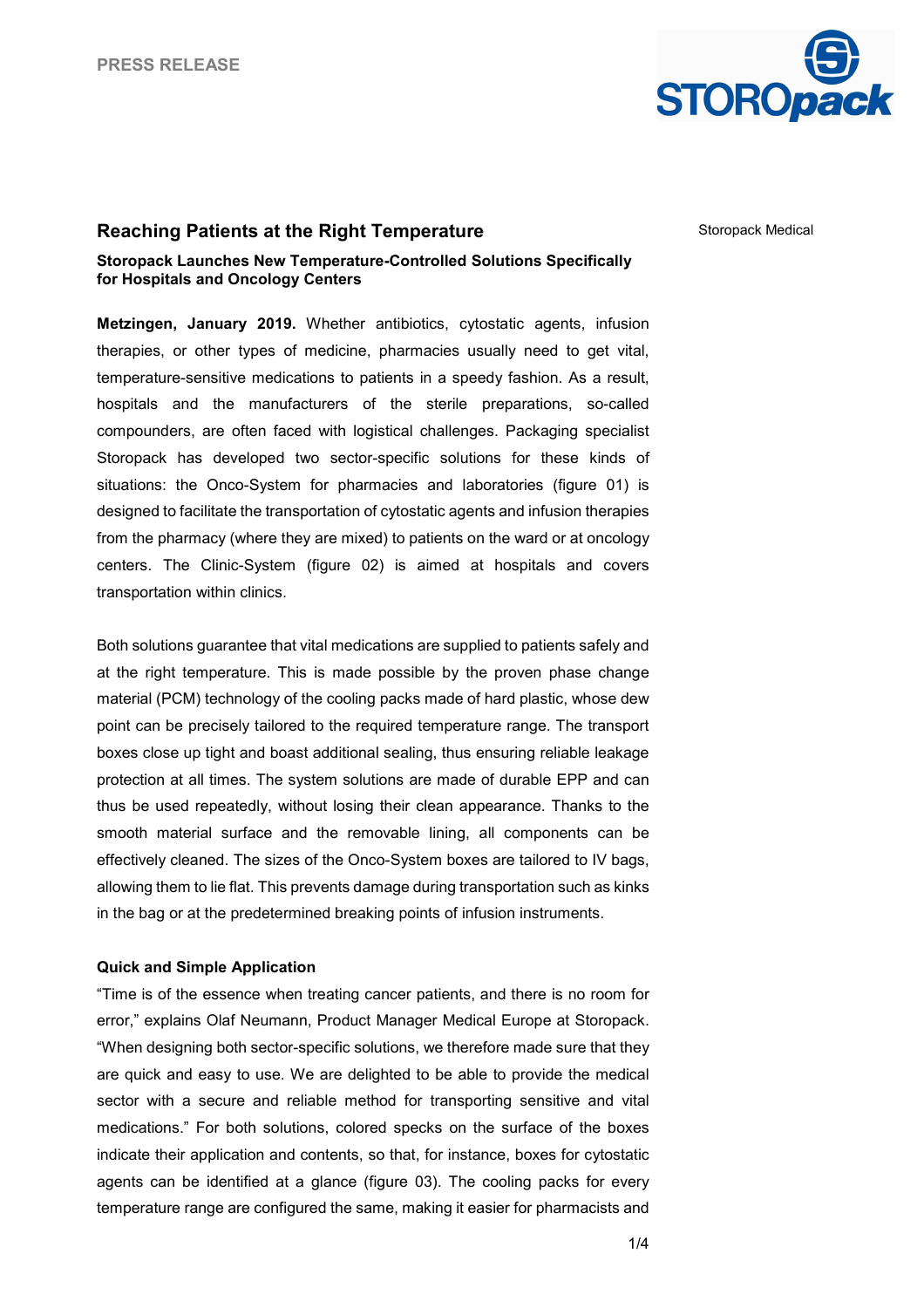PRESS RELEASE

Storopack Medical

## Reaching Patients at the Right Temperature

**Storopack Launches New Temperature-Controlled Solutions Specifically for Hospitals and Oncology Centers**

**Metzingen, January 2019.** Whether antibiotics, cytostatic agents, infusion therapies, or other types of medicine, pharmacies usually need to get vital, temperature-sensitive medications to patients in a speedy fashion. As a result, hospitals and the manufacturers of the sterile preparations, so-called compounders, are often faced with logistical challenges. Packaging specialist Storopack has developed two sector-specific solutions for these kinds of situations: the Onco-System for pharmacies and laboratories (figure 01) is designed to facilitate the transportation of cytostatic agents and infusion therapies from the pharmacy (where they are mixed) to patients on the ward or at oncology centers. The Clinic-System (figure 02) is aimed at hospitals and covers transportation within clinics.

Both solutions guarantee that vital medications are supplied to patients safely and at the right temperature. This is made possible by the proven phase change material (PCM) technology of the cooling packs made of hard plastic, whose dew point can be precisely tailored to the required temperature range. The transport boxes close up tight and boast additional sealing, thus ensuring reliable leakage protection at all times. The system solutions are made of durable EPP and can thus be used repeatedly, without losing their clean appearance. Thanks to the smooth material surface and the removable lining, all components can be effectively cleaned. The sizes of the Onco-System boxes are tailored to IV bags, allowing them to lie flat. This prevents damage during transportation such as kinks in the bag or at the predetermined breaking points of infusion instruments.

### Quick and Simple Application

"Time is of the essence when treating cancer patients, and there is no room for error," explains Olaf Neumann, Product Manager Medical Europe at Storopack. "When designing both sector-specific solutions, we therefore made sure that they are quick and easy to use. We are delighted to be able to provide the medical sector with a secure and reliable method for transporting sensitive and vital medications." For both solutions, colored specks on the surface of the boxes indicate their application and contents, so that, for instance, boxes for cytostatic agents can be identified at a glance (figure 03). The cooling packs for every temperature range are configured the same, making it easier for pharmacists and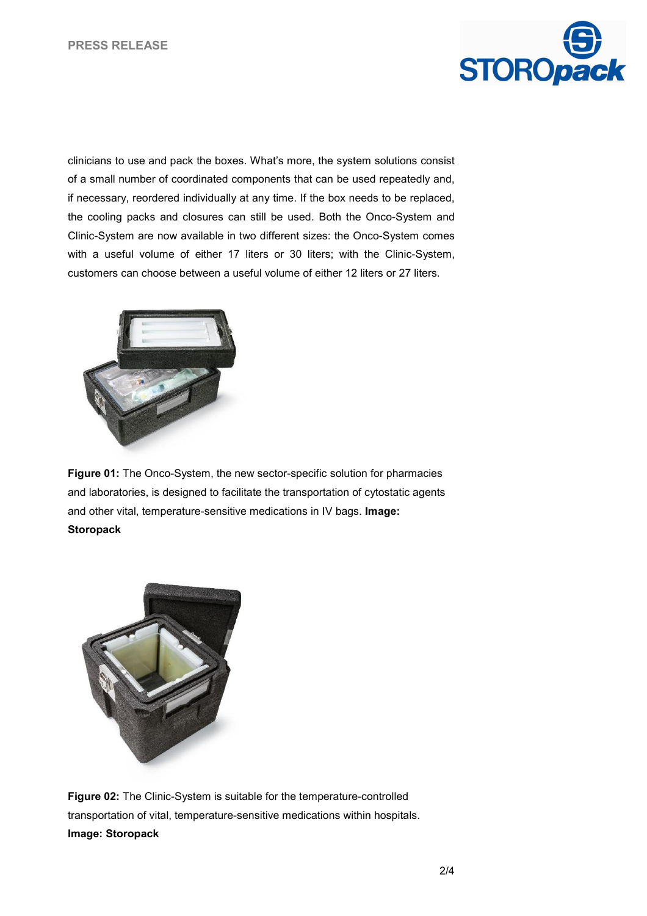clinicians to use and pack the boxes. What's more, the system solutions consist of a small number of coordinated components that can be used repeatedly and, if necessary, reordered individually at any time. If the box needs to be replaced, the cooling packs and closures can still be used. Both the Onco-System and Clinic-System are now available in two different sizes: the Onco-System comes with a useful volume of either 17 liters or 30 liters; with the Clinic-System, customers can choose between a useful volume of either 12 liters or 27 liters.

**Figure 01:** The Onco-System, the new sector-specific solution for pharmacies and laboratories, is designed to facilitate the transportation of cytostatic agents and other vital, temperature-sensitive medications in IV bags. **Image: Storopack**

**Figure 02:** The Clinic-System is suitable for the temperature-controlled transportation of vital, temperature-sensitive medications within hospitals. **Image: Storopack**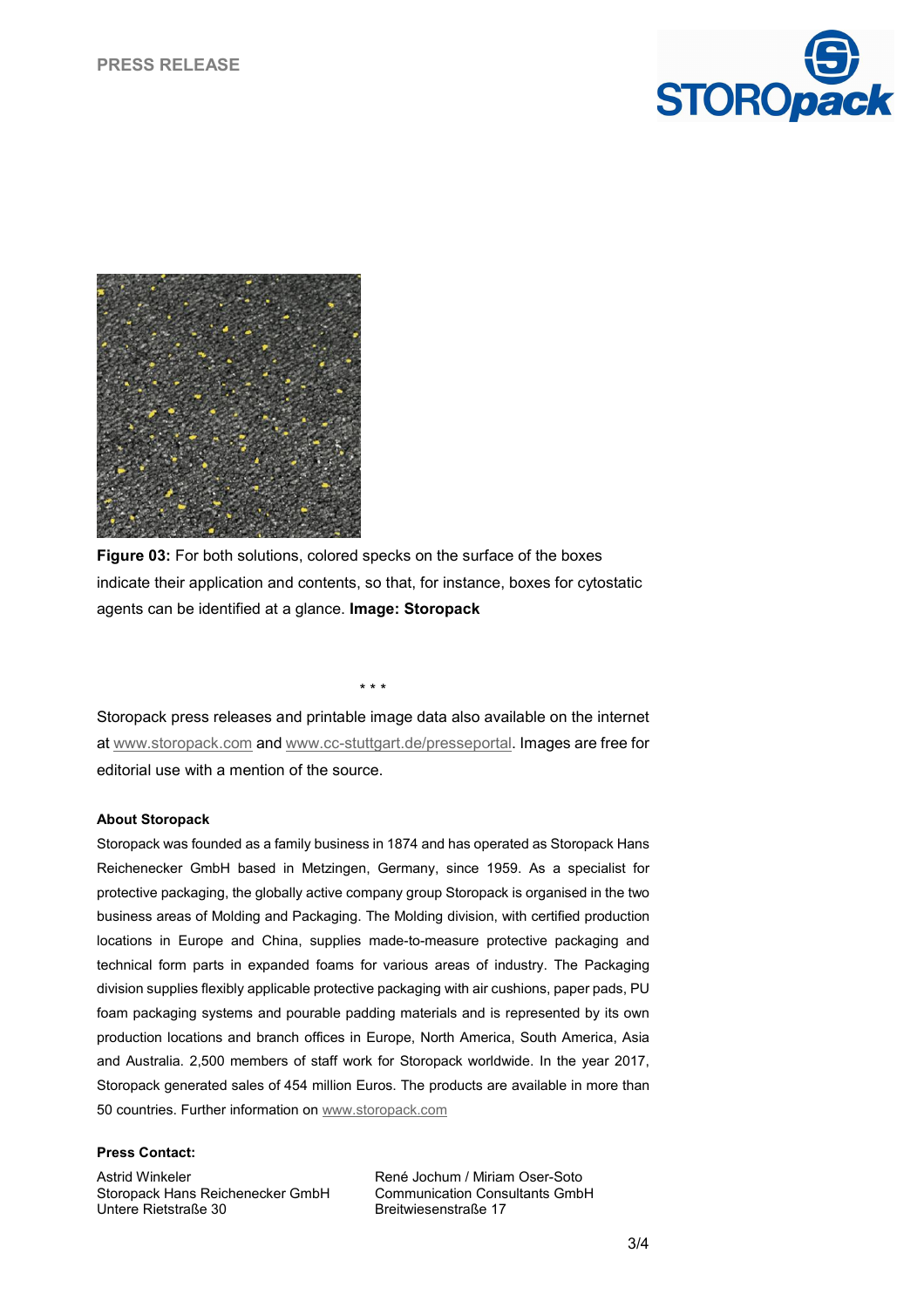**Figure 03:** For both solutions, colored specks on the surface of the boxes indicate their application and contents, so that, for instance, boxes for cytostatic agents can be identified at a glance. **Image: Storopack**

\* \* \*

Storopack press releases and printable image data also available on the internet at www.storopack.com and www.cc-stuttgart.de/presseportal. Images are free for editorial use with a mention of the source.

**About Storopack**

Storopack was founded as a family business in 1874 and has operated as Storopack Hans Reichenecker GmbH based in Metzingen, Germany, since 1959. As a specialist for protective packaging, the globally active company group Storopack is organised in the two business areas of Molding and Packaging. The Molding division, with certified production locations in Europe and China, supplies made-to-measure protective packaging and technical form parts in expanded foams for various areas of industry. The Packaging division supplies flexibly applicable protective packaging with air cushions, paper pads, PU foam packaging systems and pourable padding materials and is represented by its own production locations and branch offices in Europe, North America, South America, Asia and Australia. 2,500 members of staff work for Storopack worldwide. In the year 2017, Storopack generated sales of 454 million Euros. The products are available in more than 50 countries. Further information on www.storopack.com

**Press Contact:**

Astrid Winkeler
Storopack Hans Reichenecker GmbH
Untere Rietstraße 30

René Jochum / Miriam Oser-Soto
Communication Consultants GmbH
Breitwiesenstraße 17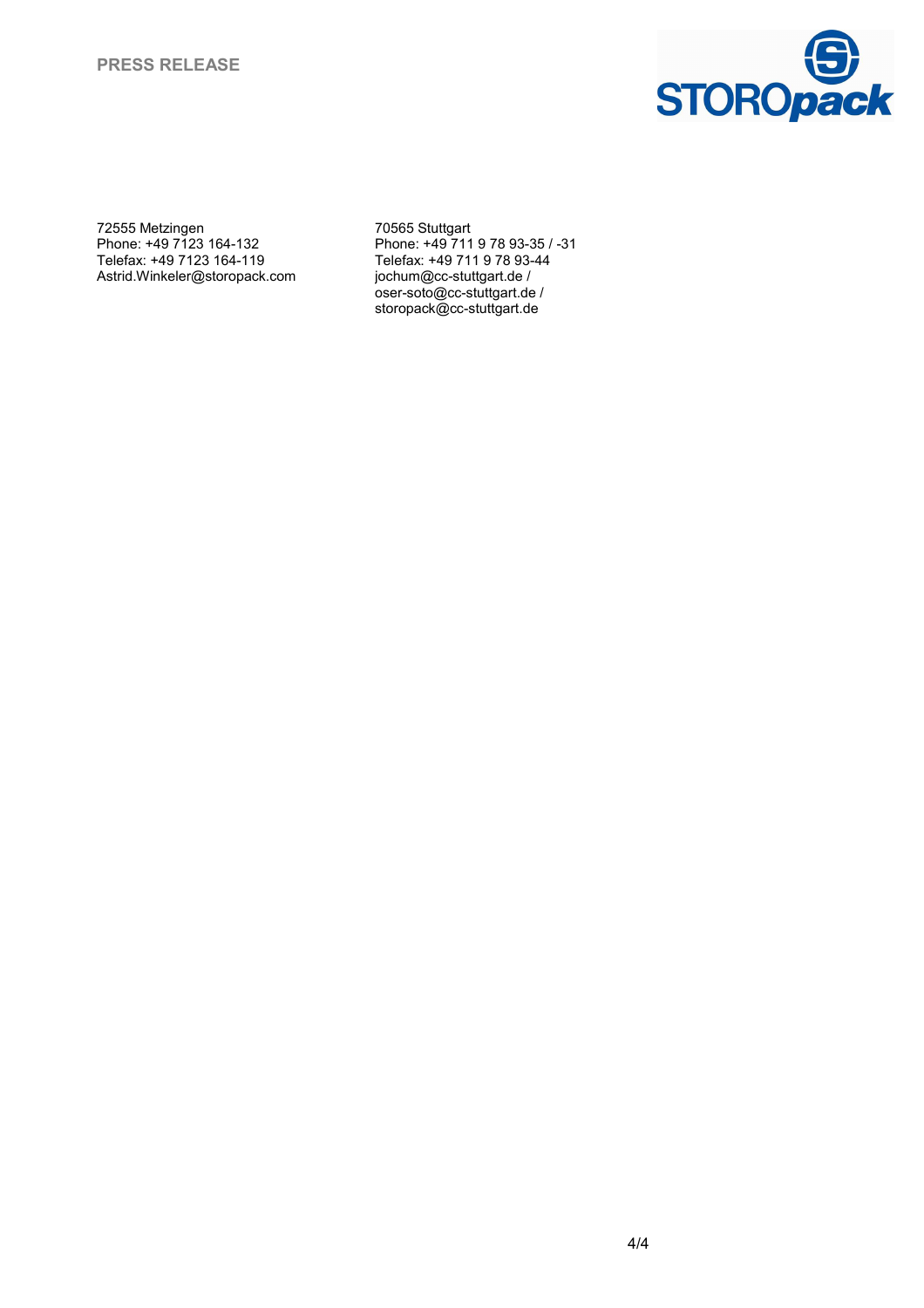| | |
|---|---|
| 72555 Metzingen | 70565 Stuttgart |
| Phone: +49 7123 164-132 | Phone: +49 711 9 78 93-35 / -31 |
| Telefax: +49 7123 164-119 | Telefax: +49 711 9 78 93-44 |
| Astrid.Winkeler@storopack.com | jochum@cc-stuttgart.de / |
| | oser-soto@cc-stuttgart.de / |
| | storopack@cc-stuttgart.de |